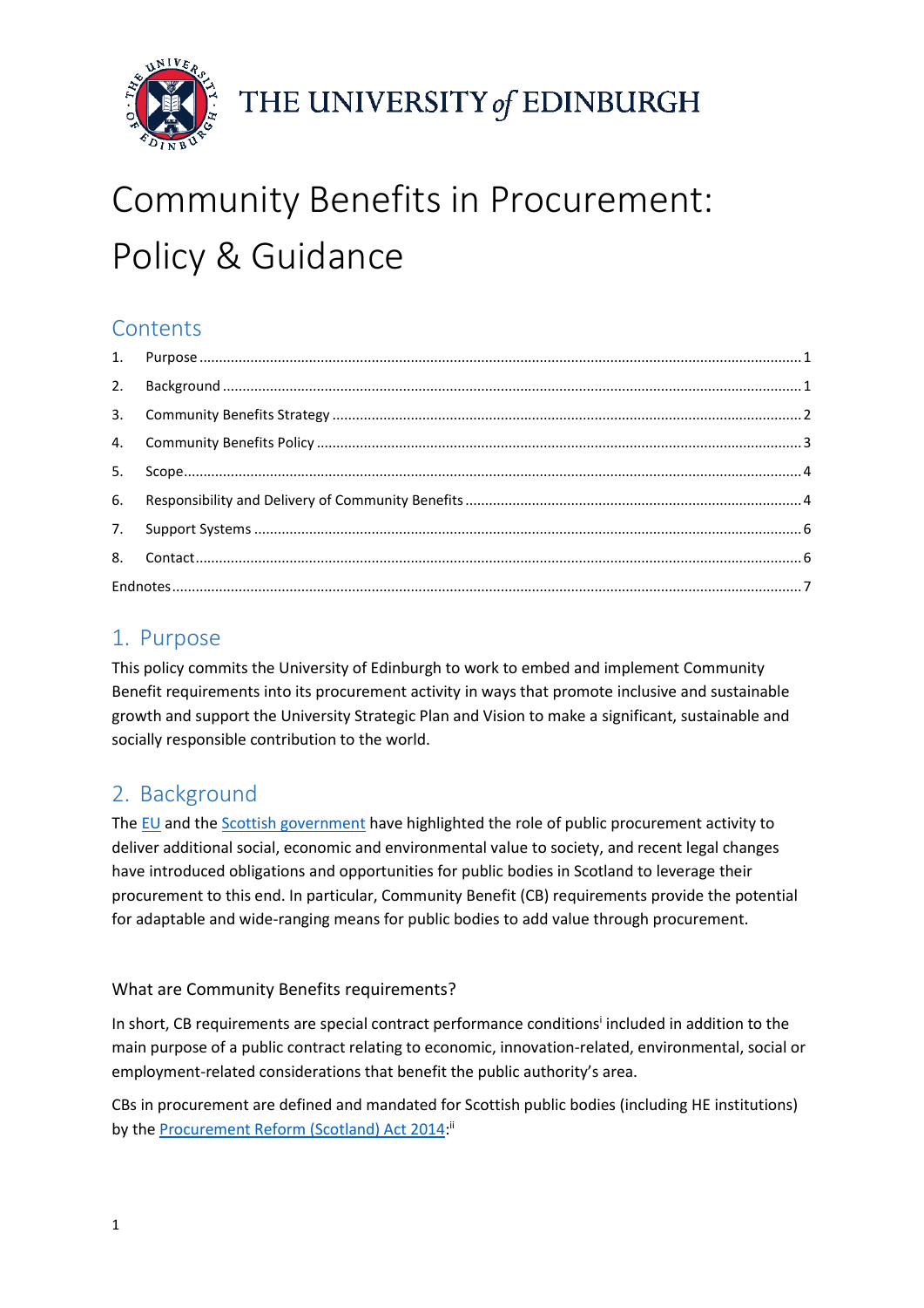THE UNIVERSITY *of* EDINBURGH

# Community Benefits in Procurement: Policy & Guidance

## Contents

1. Purpose ... 1
2. Background ... 1
3. Community Benefits Strategy ... 2
4. Community Benefits Policy ... 3
5. Scope ... 4
6. Responsibility and Delivery of Community Benefits ... 4
7. Support Systems ... 6
8. Contact ... 6

Endnotes ... 7

## 1. Purpose

This policy commits the University of Edinburgh to work to embed and implement Community Benefit requirements into its procurement activity in ways that promote inclusive and sustainable growth and support the University Strategic Plan and Vision to make a significant, sustainable and socially responsible contribution to the world.

## 2. Background

The EU and the Scottish government have highlighted the role of public procurement activity to deliver additional social, economic and environmental value to society, and recent legal changes have introduced obligations and opportunities for public bodies in Scotland to leverage their procurement to this end. In particular, Community Benefit (CB) requirements provide the potential for adaptable and wide-ranging means for public bodies to add value through procurement.

### What are Community Benefits requirements?

In short, CB requirements are special contract performance conditions[i] included in addition to the main purpose of a public contract relating to economic, innovation-related, environmental, social or employment-related considerations that benefit the public authority's area.

CBs in procurement are defined and mandated for Scottish public bodies (including HE institutions) by the Procurement Reform (Scotland) Act 2014:[ii]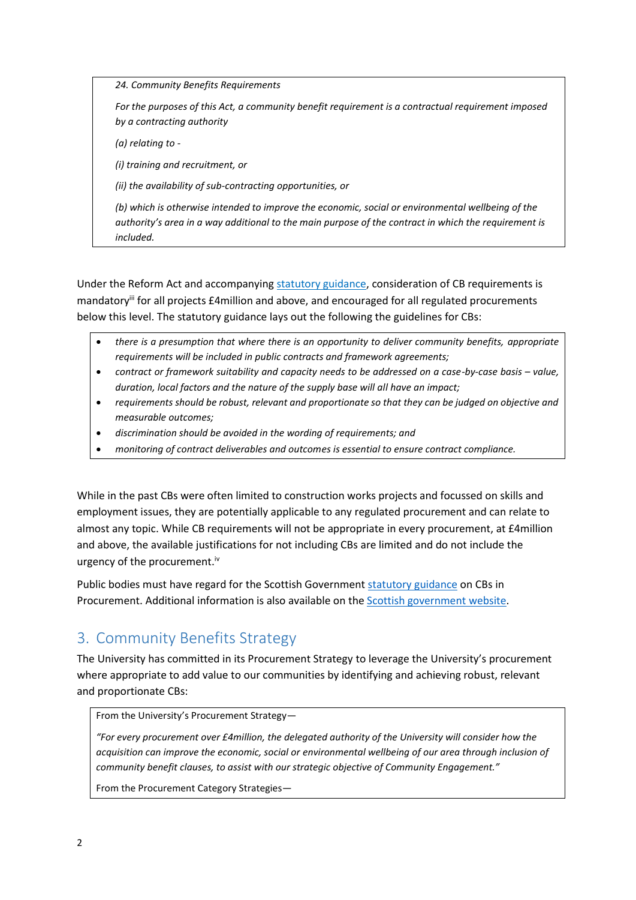> *24. Community Benefits Requirements*
>
> *For the purposes of this Act, a community benefit requirement is a contractual requirement imposed by a contracting authority*
>
> *(a) relating to -*
>
> *(i) training and recruitment, or*
>
> *(ii) the availability of sub-contracting opportunities, or*
>
> *(b) which is otherwise intended to improve the economic, social or environmental wellbeing of the authority's area in a way additional to the main purpose of the contract in which the requirement is included.*

Under the Reform Act and accompanying statutory guidance, consideration of CB requirements is mandatory[iii] for all projects £4million and above, and encouraged for all regulated procurements below this level. The statutory guidance lays out the following the guidelines for CBs:

> - *there is a presumption that where there is an opportunity to deliver community benefits, appropriate requirements will be included in public contracts and framework agreements;*
> - *contract or framework suitability and capacity needs to be addressed on a case-by-case basis – value, duration, local factors and the nature of the supply base will all have an impact;*
> - *requirements should be robust, relevant and proportionate so that they can be judged on objective and measurable outcomes;*
> - *discrimination should be avoided in the wording of requirements; and*
> - *monitoring of contract deliverables and outcomes is essential to ensure contract compliance.*

While in the past CBs were often limited to construction works projects and focussed on skills and employment issues, they are potentially applicable to any regulated procurement and can relate to almost any topic. While CB requirements will not be appropriate in every procurement, at £4million and above, the available justifications for not including CBs are limited and do not include the urgency of the procurement.[iv]

Public bodies must have regard for the Scottish Government statutory guidance on CBs in Procurement. Additional information is also available on the Scottish government website.

## 3. Community Benefits Strategy

The University has committed in its Procurement Strategy to leverage the University's procurement where appropriate to add value to our communities by identifying and achieving robust, relevant and proportionate CBs:

> From the University's Procurement Strategy—
>
> *"For every procurement over £4million, the delegated authority of the University will consider how the acquisition can improve the economic, social or environmental wellbeing of our area through inclusion of community benefit clauses, to assist with our strategic objective of Community Engagement."*
>
> From the Procurement Category Strategies—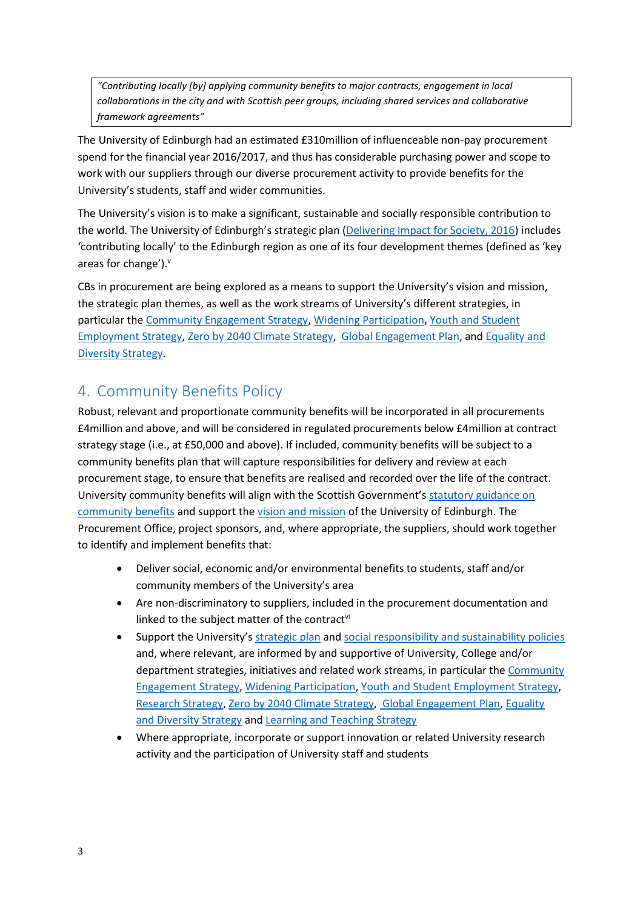> *"Contributing locally [by] applying community benefits to major contracts, engagement in local collaborations in the city and with Scottish peer groups, including shared services and collaborative framework agreements"*

The University of Edinburgh had an estimated £310million of influenceable non-pay procurement spend for the financial year 2016/2017, and thus has considerable purchasing power and scope to work with our suppliers through our diverse procurement activity to provide benefits for the University's students, staff and wider communities.

The University's vision is to make a significant, sustainable and socially responsible contribution to the world. The University of Edinburgh's strategic plan (Delivering Impact for Society, 2016) includes 'contributing locally' to the Edinburgh region as one of its four development themes (defined as 'key areas for change').[v]

CBs in procurement are being explored as a means to support the University's vision and mission, the strategic plan themes, as well as the work streams of University's different strategies, in particular the Community Engagement Strategy, Widening Participation, Youth and Student Employment Strategy, Zero by 2040 Climate Strategy, Global Engagement Plan, and Equality and Diversity Strategy.

## 4. Community Benefits Policy

Robust, relevant and proportionate community benefits will be incorporated in all procurements £4million and above, and will be considered in regulated procurements below £4million at contract strategy stage (i.e., at £50,000 and above). If included, community benefits will be subject to a community benefits plan that will capture responsibilities for delivery and review at each procurement stage, to ensure that benefits are realised and recorded over the life of the contract. University community benefits will align with the Scottish Government's statutory guidance on community benefits and support the vision and mission of the University of Edinburgh. The Procurement Office, project sponsors, and, where appropriate, the suppliers, should work together to identify and implement benefits that:

- Deliver social, economic and/or environmental benefits to students, staff and/or community members of the University's area
- Are non-discriminatory to suppliers, included in the procurement documentation and linked to the subject matter of the contract[vi]
- Support the University's strategic plan and social responsibility and sustainability policies and, where relevant, are informed by and supportive of University, College and/or department strategies, initiatives and related work streams, in particular the Community Engagement Strategy, Widening Participation, Youth and Student Employment Strategy, Research Strategy, Zero by 2040 Climate Strategy, Global Engagement Plan, Equality and Diversity Strategy and Learning and Teaching Strategy
- Where appropriate, incorporate or support innovation or related University research activity and the participation of University staff and students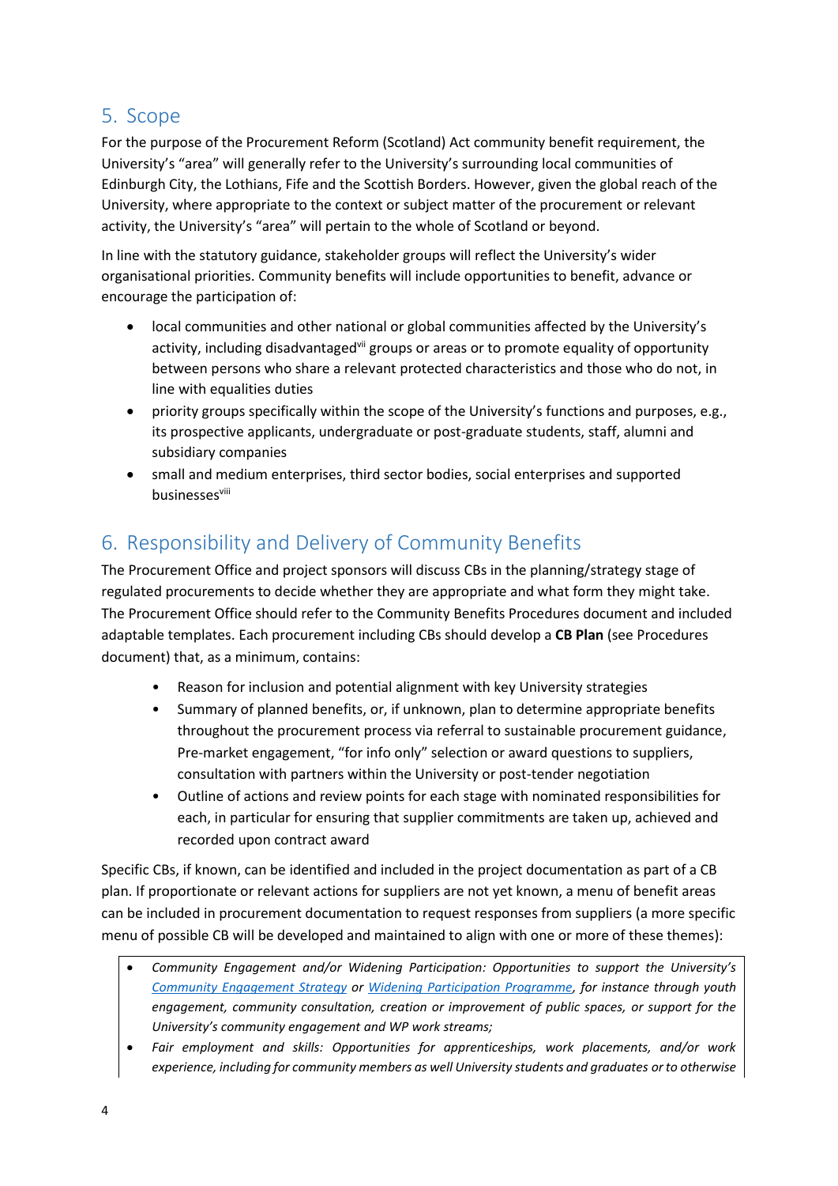## 5. Scope

For the purpose of the Procurement Reform (Scotland) Act community benefit requirement, the University's "area" will generally refer to the University's surrounding local communities of Edinburgh City, the Lothians, Fife and the Scottish Borders. However, given the global reach of the University, where appropriate to the context or subject matter of the procurement or relevant activity, the University's "area" will pertain to the whole of Scotland or beyond.

In line with the statutory guidance, stakeholder groups will reflect the University's wider organisational priorities. Community benefits will include opportunities to benefit, advance or encourage the participation of:

- local communities and other national or global communities affected by the University's activity, including disadvantaged[vii] groups or areas or to promote equality of opportunity between persons who share a relevant protected characteristics and those who do not, in line with equalities duties
- priority groups specifically within the scope of the University's functions and purposes, e.g., its prospective applicants, undergraduate or post-graduate students, staff, alumni and subsidiary companies
- small and medium enterprises, third sector bodies, social enterprises and supported businesses[viii]

## 6. Responsibility and Delivery of Community Benefits

The Procurement Office and project sponsors will discuss CBs in the planning/strategy stage of regulated procurements to decide whether they are appropriate and what form they might take. The Procurement Office should refer to the Community Benefits Procedures document and included adaptable templates. Each procurement including CBs should develop a **CB Plan** (see Procedures document) that, as a minimum, contains:

- Reason for inclusion and potential alignment with key University strategies
- Summary of planned benefits, or, if unknown, plan to determine appropriate benefits throughout the procurement process via referral to sustainable procurement guidance, Pre-market engagement, "for info only" selection or award questions to suppliers, consultation with partners within the University or post-tender negotiation
- Outline of actions and review points for each stage with nominated responsibilities for each, in particular for ensuring that supplier commitments are taken up, achieved and recorded upon contract award

Specific CBs, if known, can be identified and included in the project documentation as part of a CB plan. If proportionate or relevant actions for suppliers are not yet known, a menu of benefit areas can be included in procurement documentation to request responses from suppliers (a more specific menu of possible CB will be developed and maintained to align with one or more of these themes):

- *Community Engagement and/or Widening Participation: Opportunities to support the University's Community Engagement Strategy or Widening Participation Programme, for instance through youth engagement, community consultation, creation or improvement of public spaces, or support for the University's community engagement and WP work streams;*
- *Fair employment and skills: Opportunities for apprenticeships, work placements, and/or work experience, including for community members as well University students and graduates or to otherwise*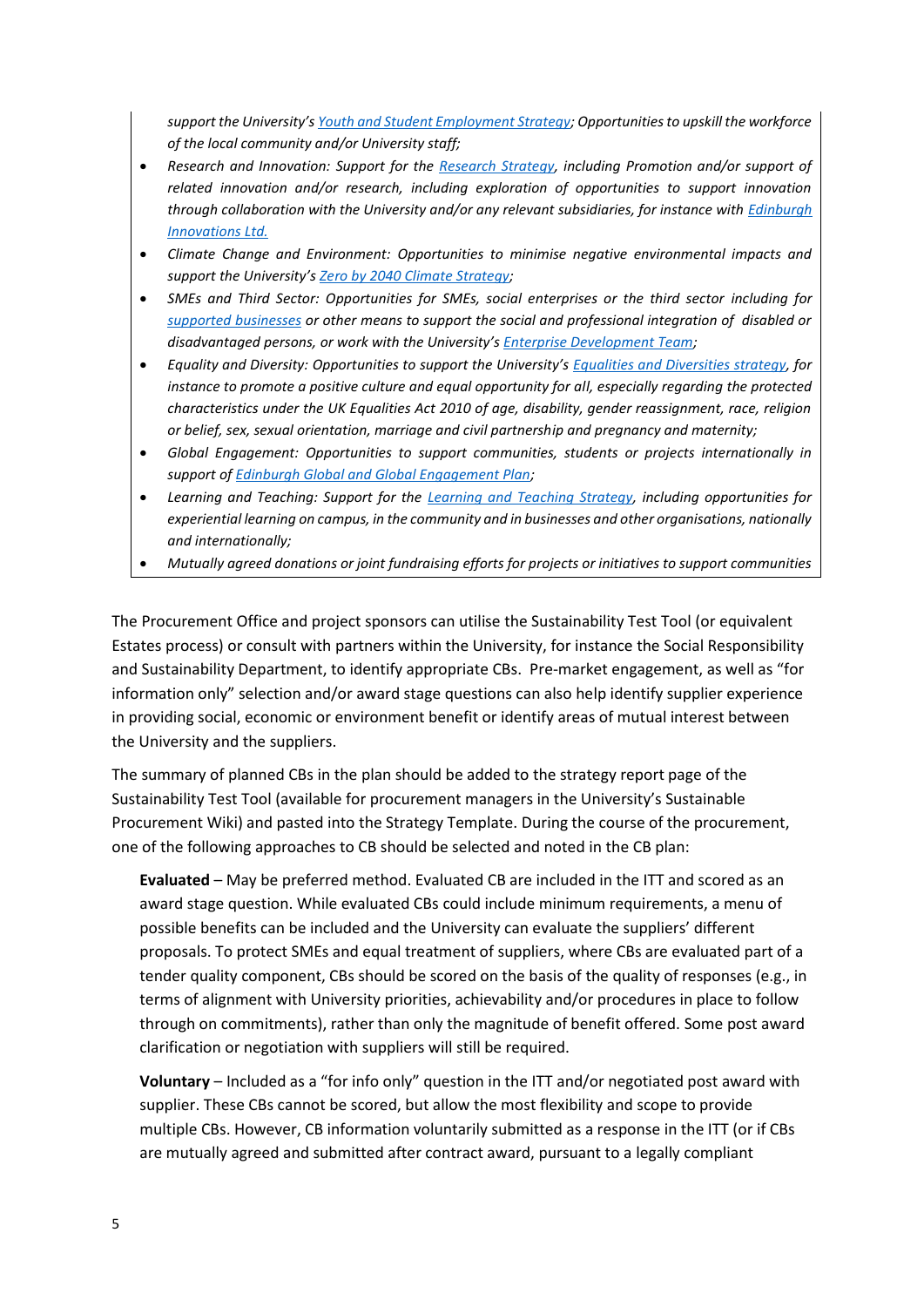*support the University's Youth and Student Employment Strategy; Opportunities to upskill the workforce of the local community and/or University staff;*

- *Research and Innovation: Support for the Research Strategy, including Promotion and/or support of related innovation and/or research, including exploration of opportunities to support innovation through collaboration with the University and/or any relevant subsidiaries, for instance with Edinburgh Innovations Ltd.*
- *Climate Change and Environment: Opportunities to minimise negative environmental impacts and support the University's Zero by 2040 Climate Strategy;*
- *SMEs and Third Sector: Opportunities for SMEs, social enterprises or the third sector including for supported businesses or other means to support the social and professional integration of disabled or disadvantaged persons, or work with the University's Enterprise Development Team;*
- *Equality and Diversity: Opportunities to support the University's Equalities and Diversities strategy, for instance to promote a positive culture and equal opportunity for all, especially regarding the protected characteristics under the UK Equalities Act 2010 of age, disability, gender reassignment, race, religion or belief, sex, sexual orientation, marriage and civil partnership and pregnancy and maternity;*
- *Global Engagement: Opportunities to support communities, students or projects internationally in support of Edinburgh Global and Global Engagement Plan;*
- *Learning and Teaching: Support for the Learning and Teaching Strategy, including opportunities for experiential learning on campus, in the community and in businesses and other organisations, nationally and internationally;*
- *Mutually agreed donations or joint fundraising efforts for projects or initiatives to support communities*

The Procurement Office and project sponsors can utilise the Sustainability Test Tool (or equivalent Estates process) or consult with partners within the University, for instance the Social Responsibility and Sustainability Department, to identify appropriate CBs. Pre-market engagement, as well as "for information only" selection and/or award stage questions can also help identify supplier experience in providing social, economic or environment benefit or identify areas of mutual interest between the University and the suppliers.

The summary of planned CBs in the plan should be added to the strategy report page of the Sustainability Test Tool (available for procurement managers in the University's Sustainable Procurement Wiki) and pasted into the Strategy Template. During the course of the procurement, one of the following approaches to CB should be selected and noted in the CB plan:

**Evaluated** – May be preferred method. Evaluated CB are included in the ITT and scored as an award stage question. While evaluated CBs could include minimum requirements, a menu of possible benefits can be included and the University can evaluate the suppliers' different proposals. To protect SMEs and equal treatment of suppliers, where CBs are evaluated part of a tender quality component, CBs should be scored on the basis of the quality of responses (e.g., in terms of alignment with University priorities, achievability and/or procedures in place to follow through on commitments), rather than only the magnitude of benefit offered. Some post award clarification or negotiation with suppliers will still be required.

**Voluntary** – Included as a "for info only" question in the ITT and/or negotiated post award with supplier. These CBs cannot be scored, but allow the most flexibility and scope to provide multiple CBs. However, CB information voluntarily submitted as a response in the ITT (or if CBs are mutually agreed and submitted after contract award, pursuant to a legally compliant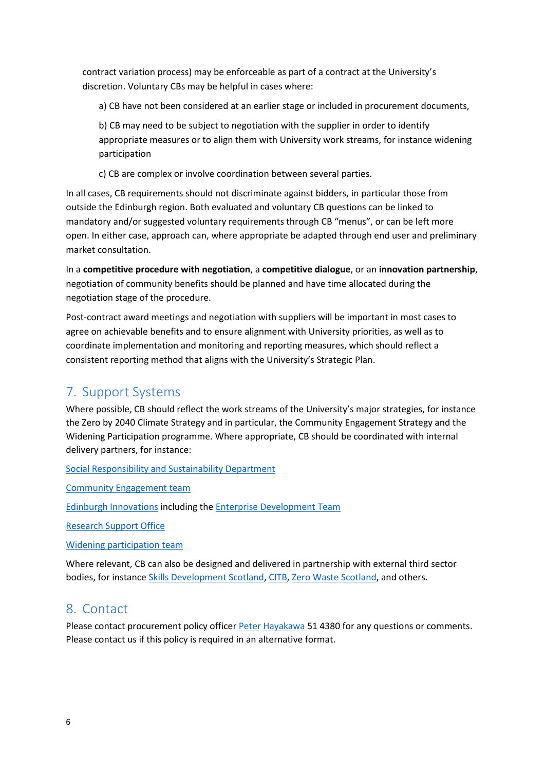contract variation process) may be enforceable as part of a contract at the University's discretion. Voluntary CBs may be helpful in cases where:

a) CB have not been considered at an earlier stage or included in procurement documents,

b) CB may need to be subject to negotiation with the supplier in order to identify appropriate measures or to align them with University work streams, for instance widening participation

c) CB are complex or involve coordination between several parties.

In all cases, CB requirements should not discriminate against bidders, in particular those from outside the Edinburgh region. Both evaluated and voluntary CB questions can be linked to mandatory and/or suggested voluntary requirements through CB "menus", or can be left more open. In either case, approach can, where appropriate be adapted through end user and preliminary market consultation.

In a **competitive procedure with negotiation**, a **competitive dialogue**, or an **innovation partnership**, negotiation of community benefits should be planned and have time allocated during the negotiation stage of the procedure.

Post-contract award meetings and negotiation with suppliers will be important in most cases to agree on achievable benefits and to ensure alignment with University priorities, as well as to coordinate implementation and monitoring and reporting measures, which should reflect a consistent reporting method that aligns with the University's Strategic Plan.

## 7. Support Systems

Where possible, CB should reflect the work streams of the University's major strategies, for instance the Zero by 2040 Climate Strategy and in particular, the Community Engagement Strategy and the Widening Participation programme. Where appropriate, CB should be coordinated with internal delivery partners, for instance:

Social Responsibility and Sustainability Department

Community Engagement team

Edinburgh Innovations including the Enterprise Development Team

Research Support Office

Widening participation team

Where relevant, CB can also be designed and delivered in partnership with external third sector bodies, for instance Skills Development Scotland, CITB, Zero Waste Scotland, and others.

## 8. Contact

Please contact procurement policy officer Peter Hayakawa 51 4380 for any questions or comments. Please contact us if this policy is required in an alternative format.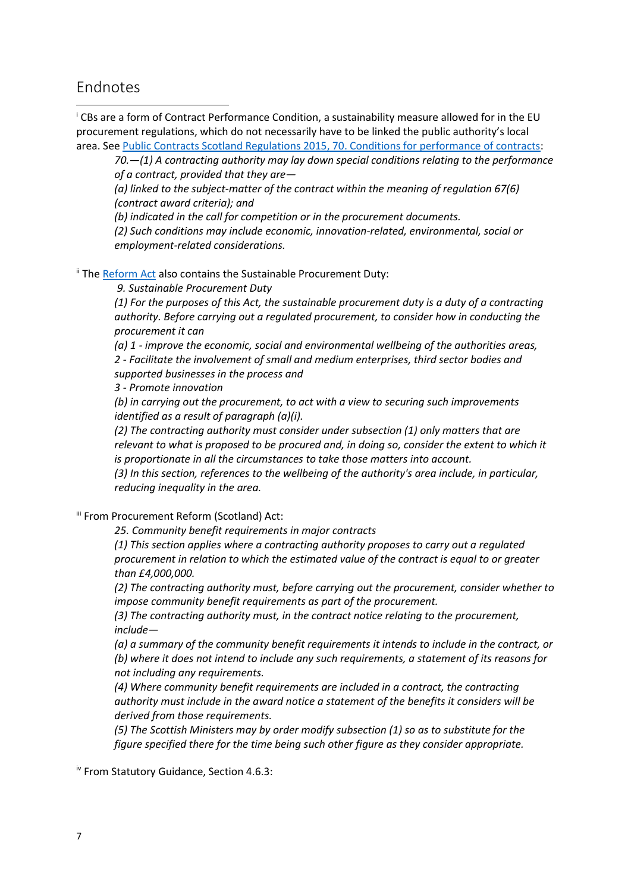## Endnotes

[i] CBs are a form of Contract Performance Condition, a sustainability measure allowed for in the EU procurement regulations, which do not necessarily have to be linked the public authority's local area. See Public Contracts Scotland Regulations 2015, 70. Conditions for performance of contracts:

> *70.—(1) A contracting authority may lay down special conditions relating to the performance of a contract, provided that they are—*
>
> *(a) linked to the subject-matter of the contract within the meaning of regulation 67(6) (contract award criteria); and*
>
> *(b) indicated in the call for competition or in the procurement documents.*
>
> *(2) Such conditions may include economic, innovation-related, environmental, social or employment-related considerations.*

[ii] The Reform Act also contains the Sustainable Procurement Duty:

> *9. Sustainable Procurement Duty*
>
> *(1) For the purposes of this Act, the sustainable procurement duty is a duty of a contracting authority. Before carrying out a regulated procurement, to consider how in conducting the procurement it can*
>
> *(a) 1 - improve the economic, social and environmental wellbeing of the authorities areas,*
>
> *2 - Facilitate the involvement of small and medium enterprises, third sector bodies and supported businesses in the process and*
>
> *3 - Promote innovation*
>
> *(b) in carrying out the procurement, to act with a view to securing such improvements identified as a result of paragraph (a)(i).*
>
> *(2) The contracting authority must consider under subsection (1) only matters that are relevant to what is proposed to be procured and, in doing so, consider the extent to which it is proportionate in all the circumstances to take those matters into account.*
>
> *(3) In this section, references to the wellbeing of the authority's area include, in particular, reducing inequality in the area.*

[iii] From Procurement Reform (Scotland) Act:

> *25. Community benefit requirements in major contracts*
>
> *(1) This section applies where a contracting authority proposes to carry out a regulated procurement in relation to which the estimated value of the contract is equal to or greater than £4,000,000.*
>
> *(2) The contracting authority must, before carrying out the procurement, consider whether to impose community benefit requirements as part of the procurement.*
>
> *(3) The contracting authority must, in the contract notice relating to the procurement, include—*
>
> *(a) a summary of the community benefit requirements it intends to include in the contract, or*
>
> *(b) where it does not intend to include any such requirements, a statement of its reasons for not including any requirements.*
>
> *(4) Where community benefit requirements are included in a contract, the contracting authority must include in the award notice a statement of the benefits it considers will be derived from those requirements.*
>
> *(5) The Scottish Ministers may by order modify subsection (1) so as to substitute for the figure specified there for the time being such other figure as they consider appropriate.*

[iv] From Statutory Guidance, Section 4.6.3: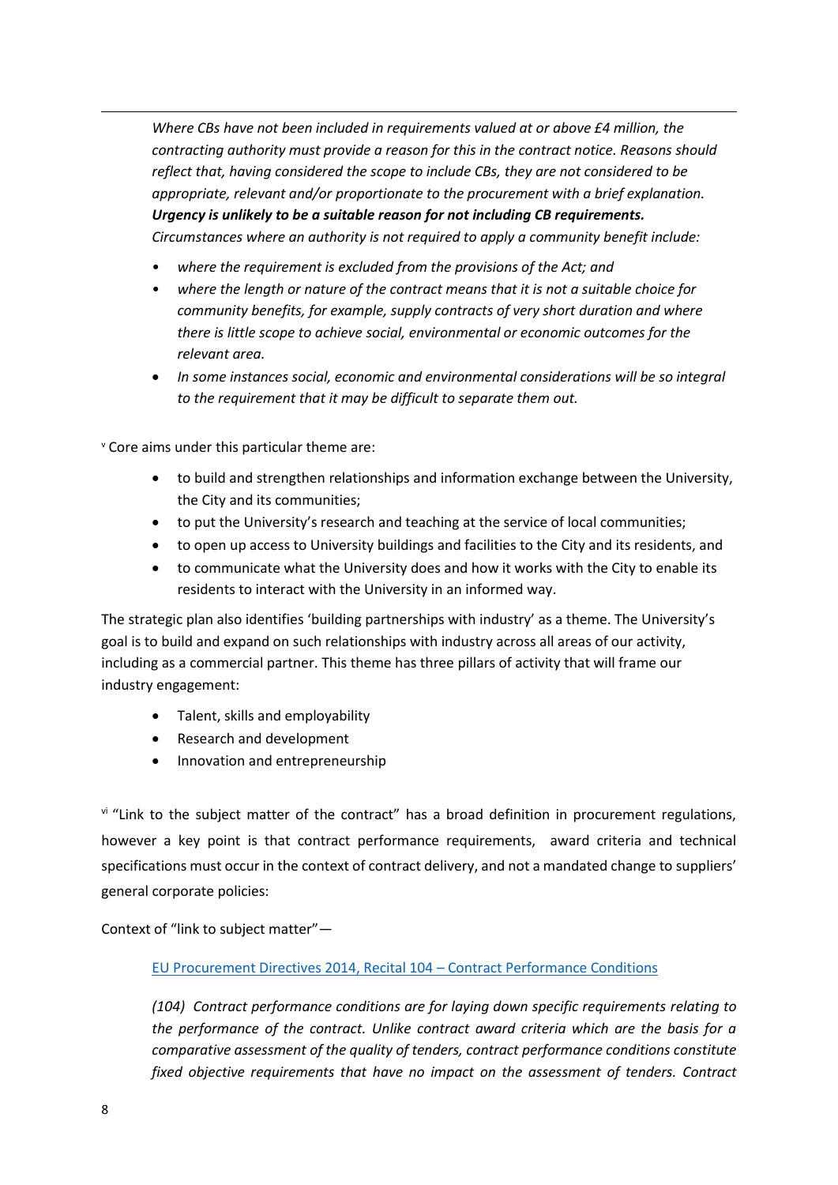*Where CBs have not been included in requirements valued at or above £4 million, the contracting authority must provide a reason for this in the contract notice. Reasons should reflect that, having considered the scope to include CBs, they are not considered to be appropriate, relevant and/or proportionate to the procurement with a brief explanation.* ***Urgency is unlikely to be a suitable reason for not including CB requirements.*** *Circumstances where an authority is not required to apply a community benefit include:*

- *where the requirement is excluded from the provisions of the Act; and*
- *where the length or nature of the contract means that it is not a suitable choice for community benefits, for example, supply contracts of very short duration and where there is little scope to achieve social, environmental or economic outcomes for the relevant area.*
- *In some instances social, economic and environmental considerations will be so integral to the requirement that it may be difficult to separate them out.*

[v] Core aims under this particular theme are:

- to build and strengthen relationships and information exchange between the University, the City and its communities;
- to put the University's research and teaching at the service of local communities;
- to open up access to University buildings and facilities to the City and its residents, and
- to communicate what the University does and how it works with the City to enable its residents to interact with the University in an informed way.

The strategic plan also identifies 'building partnerships with industry' as a theme. The University's goal is to build and expand on such relationships with industry across all areas of our activity, including as a commercial partner. This theme has three pillars of activity that will frame our industry engagement:

- Talent, skills and employability
- Research and development
- Innovation and entrepreneurship

[vi] "Link to the subject matter of the contract" has a broad definition in procurement regulations, however a key point is that contract performance requirements, award criteria and technical specifications must occur in the context of contract delivery, and not a mandated change to suppliers' general corporate policies:

Context of "link to subject matter"—

EU Procurement Directives 2014, Recital 104 – Contract Performance Conditions

*(104) Contract performance conditions are for laying down specific requirements relating to the performance of the contract. Unlike contract award criteria which are the basis for a comparative assessment of the quality of tenders, contract performance conditions constitute fixed objective requirements that have no impact on the assessment of tenders. Contract*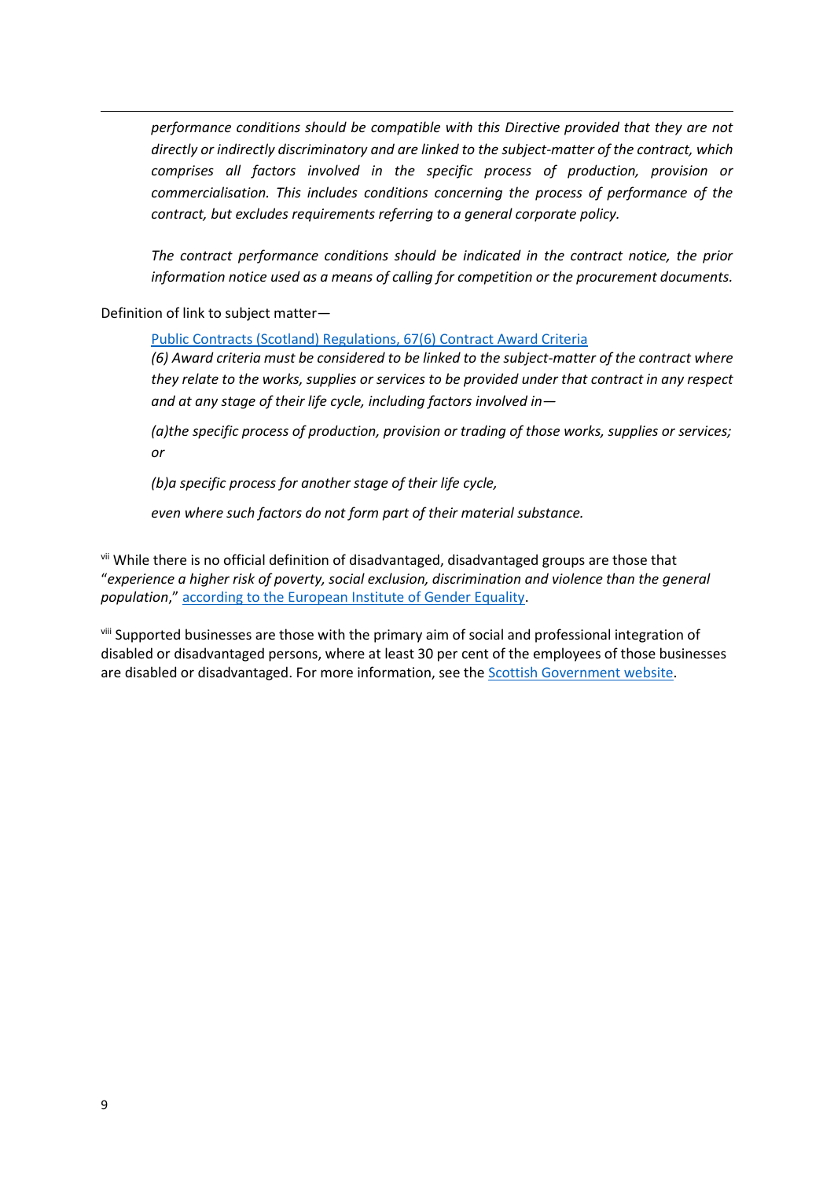*performance conditions should be compatible with this Directive provided that they are not directly or indirectly discriminatory and are linked to the subject-matter of the contract, which comprises all factors involved in the specific process of production, provision or commercialisation. This includes conditions concerning the process of performance of the contract, but excludes requirements referring to a general corporate policy.*

*The contract performance conditions should be indicated in the contract notice, the prior information notice used as a means of calling for competition or the procurement documents.*

Definition of link to subject matter—

[Public Contracts (Scotland) Regulations, 67(6) Contract Award Criteria]
*(6) Award criteria must be considered to be linked to the subject-matter of the contract where they relate to the works, supplies or services to be provided under that contract in any respect and at any stage of their life cycle, including factors involved in—*

*(a)the specific process of production, provision or trading of those works, supplies or services; or*

*(b)a specific process for another stage of their life cycle,*

*even where such factors do not form part of their material substance.*

[vii] While there is no official definition of disadvantaged, disadvantaged groups are those that "*experience a higher risk of poverty, social exclusion, discrimination and violence than the general population*," according to the European Institute of Gender Equality.

[viii] Supported businesses are those with the primary aim of social and professional integration of disabled or disadvantaged persons, where at least 30 per cent of the employees of those businesses are disabled or disadvantaged. For more information, see the Scottish Government website.